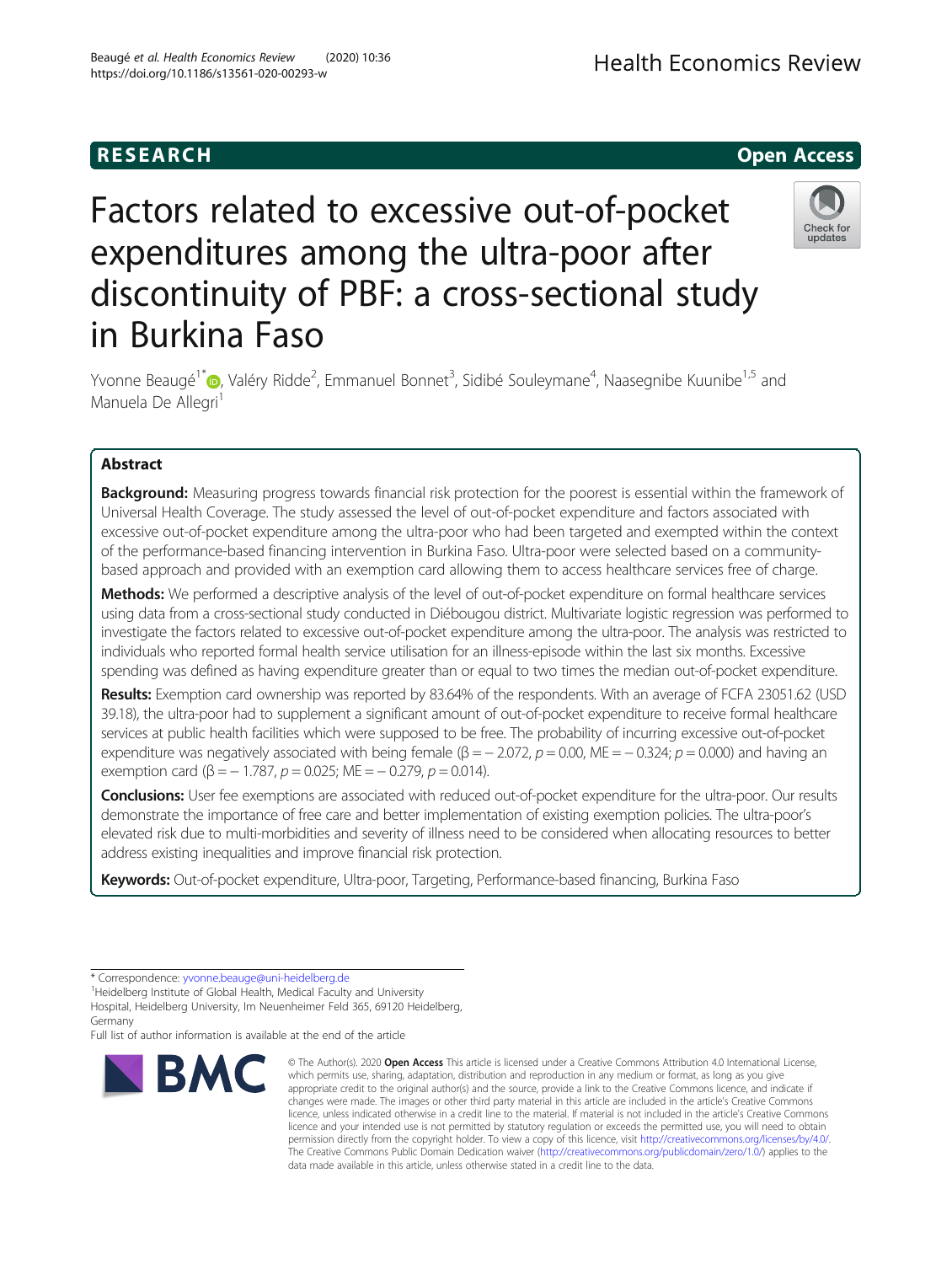RESEARCH

Open Access

# Factors related to excessive out-of-pocket expenditures among the ultra-poor after discontinuity of PBF: a cross-sectional study in Burkina Faso

Yvonne Beaugé[1*], Valéry Ridde[2], Emmanuel Bonnet[3], Sidibé Souleymane[4], Naasegnibe Kuunibe[1,5] and Manuela De Allegri[1]

## Abstract

**Background:** Measuring progress towards financial risk protection for the poorest is essential within the framework of Universal Health Coverage. The study assessed the level of out-of-pocket expenditure and factors associated with excessive out-of-pocket expenditure among the ultra-poor who had been targeted and exempted within the context of the performance-based financing intervention in Burkina Faso. Ultra-poor were selected based on a community-based approach and provided with an exemption card allowing them to access healthcare services free of charge.

**Methods:** We performed a descriptive analysis of the level of out-of-pocket expenditure on formal healthcare services using data from a cross-sectional study conducted in Diébougou district. Multivariate logistic regression was performed to investigate the factors related to excessive out-of-pocket expenditure among the ultra-poor. The analysis was restricted to individuals who reported formal health service utilisation for an illness-episode within the last six months. Excessive spending was defined as having expenditure greater than or equal to two times the median out-of-pocket expenditure.

**Results:** Exemption card ownership was reported by 83.64% of the respondents. With an average of FCFA 23051.62 (USD 39.18), the ultra-poor had to supplement a significant amount of out-of-pocket expenditure to receive formal healthcare services at public health facilities which were supposed to be free. The probability of incurring excessive out-of-pocket expenditure was negatively associated with being female ($\beta = -2.072$, $p = 0.00$, ME $= -0.324$; $p = 0.000$) and having an exemption card ($\beta = -1.787$, $p = 0.025$; ME $= -0.279$, $p = 0.014$).

**Conclusions:** User fee exemptions are associated with reduced out-of-pocket expenditure for the ultra-poor. Our results demonstrate the importance of free care and better implementation of existing exemption policies. The ultra-poor's elevated risk due to multi-morbidities and severity of illness need to be considered when allocating resources to better address existing inequalities and improve financial risk protection.

**Keywords:** Out-of-pocket expenditure, Ultra-poor, Targeting, Performance-based financing, Burkina Faso

---

* Correspondence: yvonne.beauge@uni-heidelberg.de
[1]Heidelberg Institute of Global Health, Medical Faculty and University Hospital, Heidelberg University, Im Neuenheimer Feld 365, 69120 Heidelberg, Germany
Full list of author information is available at the end of the article

© The Author(s). 2020 **Open Access** This article is licensed under a Creative Commons Attribution 4.0 International License, which permits use, sharing, adaptation, distribution and reproduction in any medium or format, as long as you give appropriate credit to the original author(s) and the source, provide a link to the Creative Commons licence, and indicate if changes were made. The images or other third party material in this article are included in the article's Creative Commons licence, unless indicated otherwise in a credit line to the material. If material is not included in the article's Creative Commons licence and your intended use is not permitted by statutory regulation or exceeds the permitted use, you will need to obtain permission directly from the copyright holder. To view a copy of this licence, visit http://creativecommons.org/licenses/by/4.0/. The Creative Commons Public Domain Dedication waiver (http://creativecommons.org/publicdomain/zero/1.0/) applies to the data made available in this article, unless otherwise stated in a credit line to the data.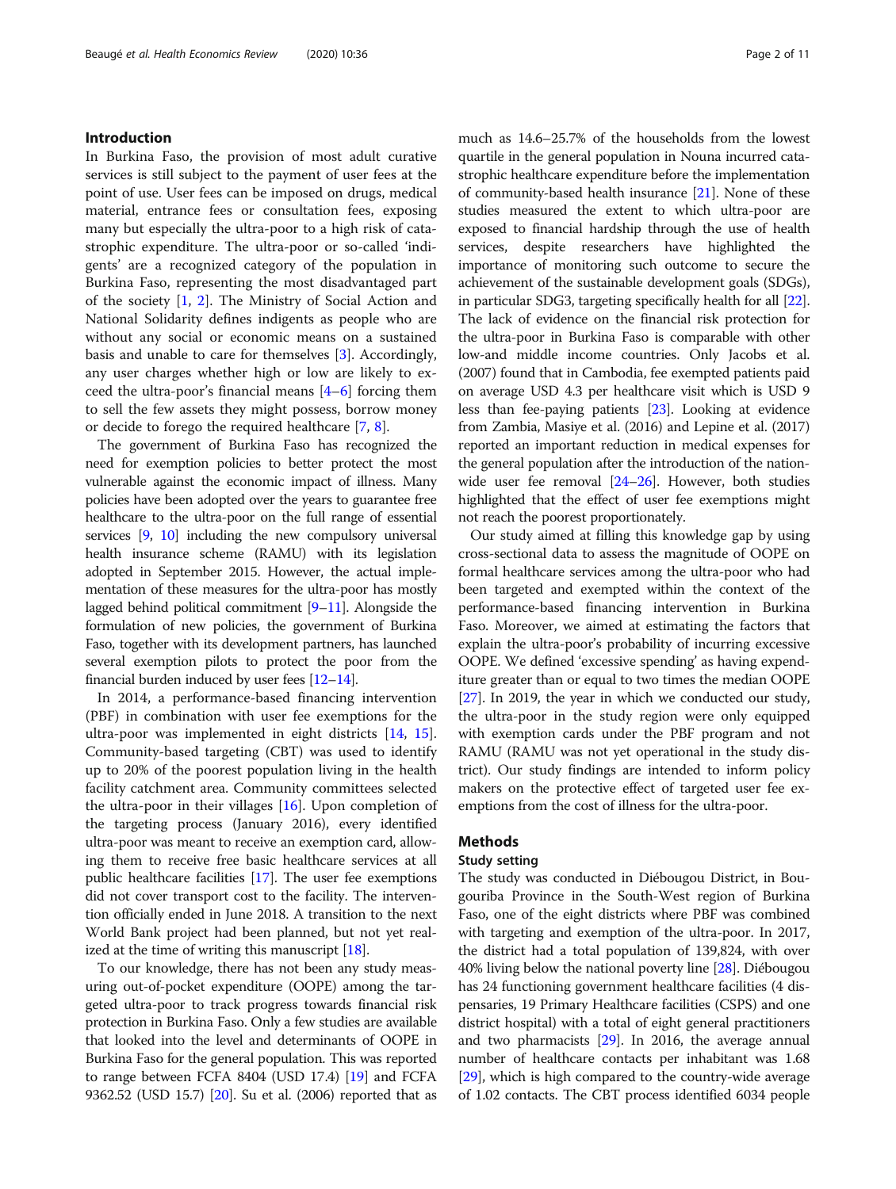## Introduction

In Burkina Faso, the provision of most adult curative services is still subject to the payment of user fees at the point of use. User fees can be imposed on drugs, medical material, entrance fees or consultation fees, exposing many but especially the ultra-poor to a high risk of catastrophic expenditure. The ultra-poor or so-called 'indigents' are a recognized category of the population in Burkina Faso, representing the most disadvantaged part of the society [1, 2]. The Ministry of Social Action and National Solidarity defines indigents as people who are without any social or economic means on a sustained basis and unable to care for themselves [3]. Accordingly, any user charges whether high or low are likely to exceed the ultra-poor's financial means [4–6] forcing them to sell the few assets they might possess, borrow money or decide to forego the required healthcare [7, 8].

The government of Burkina Faso has recognized the need for exemption policies to better protect the most vulnerable against the economic impact of illness. Many policies have been adopted over the years to guarantee free healthcare to the ultra-poor on the full range of essential services [9, 10] including the new compulsory universal health insurance scheme (RAMU) with its legislation adopted in September 2015. However, the actual implementation of these measures for the ultra-poor has mostly lagged behind political commitment [9–11]. Alongside the formulation of new policies, the government of Burkina Faso, together with its development partners, has launched several exemption pilots to protect the poor from the financial burden induced by user fees [12–14].

In 2014, a performance-based financing intervention (PBF) in combination with user fee exemptions for the ultra-poor was implemented in eight districts [14, 15]. Community-based targeting (CBT) was used to identify up to 20% of the poorest population living in the health facility catchment area. Community committees selected the ultra-poor in their villages [16]. Upon completion of the targeting process (January 2016), every identified ultra-poor was meant to receive an exemption card, allowing them to receive free basic healthcare services at all public healthcare facilities [17]. The user fee exemptions did not cover transport cost to the facility. The intervention officially ended in June 2018. A transition to the next World Bank project had been planned, but not yet realized at the time of writing this manuscript [18].

To our knowledge, there has not been any study measuring out-of-pocket expenditure (OOPE) among the targeted ultra-poor to track progress towards financial risk protection in Burkina Faso. Only a few studies are available that looked into the level and determinants of OOPE in Burkina Faso for the general population. This was reported to range between FCFA 8404 (USD 17.4) [19] and FCFA 9362.52 (USD 15.7) [20]. Su et al. (2006) reported that as much as 14.6–25.7% of the households from the lowest quartile in the general population in Nouna incurred catastrophic healthcare expenditure before the implementation of community-based health insurance [21]. None of these studies measured the extent to which ultra-poor are exposed to financial hardship through the use of health services, despite researchers have highlighted the importance of monitoring such outcome to secure the achievement of the sustainable development goals (SDGs), in particular SDG3, targeting specifically health for all [22]. The lack of evidence on the financial risk protection for the ultra-poor in Burkina Faso is comparable with other low-and middle income countries. Only Jacobs et al. (2007) found that in Cambodia, fee exempted patients paid on average USD 4.3 per healthcare visit which is USD 9 less than fee-paying patients [23]. Looking at evidence from Zambia, Masiye et al. (2016) and Lepine et al. (2017) reported an important reduction in medical expenses for the general population after the introduction of the nation-wide user fee removal [24–26]. However, both studies highlighted that the effect of user fee exemptions might not reach the poorest proportionately.

Our study aimed at filling this knowledge gap by using cross-sectional data to assess the magnitude of OOPE on formal healthcare services among the ultra-poor who had been targeted and exempted within the context of the performance-based financing intervention in Burkina Faso. Moreover, we aimed at estimating the factors that explain the ultra-poor's probability of incurring excessive OOPE. We defined 'excessive spending' as having expenditure greater than or equal to two times the median OOPE [27]. In 2019, the year in which we conducted our study, the ultra-poor in the study region were only equipped with exemption cards under the PBF program and not RAMU (RAMU was not yet operational in the study district). Our study findings are intended to inform policy makers on the protective effect of targeted user fee exemptions from the cost of illness for the ultra-poor.

## Methods

### Study setting

The study was conducted in Diébougou District, in Bougouriba Province in the South-West region of Burkina Faso, one of the eight districts where PBF was combined with targeting and exemption of the ultra-poor. In 2017, the district had a total population of 139,824, with over 40% living below the national poverty line [28]. Diébougou has 24 functioning government healthcare facilities (4 dispensaries, 19 Primary Healthcare facilities (CSPS) and one district hospital) with a total of eight general practitioners and two pharmacists [29]. In 2016, the average annual number of healthcare contacts per inhabitant was 1.68 [29], which is high compared to the country-wide average of 1.02 contacts. The CBT process identified 6034 people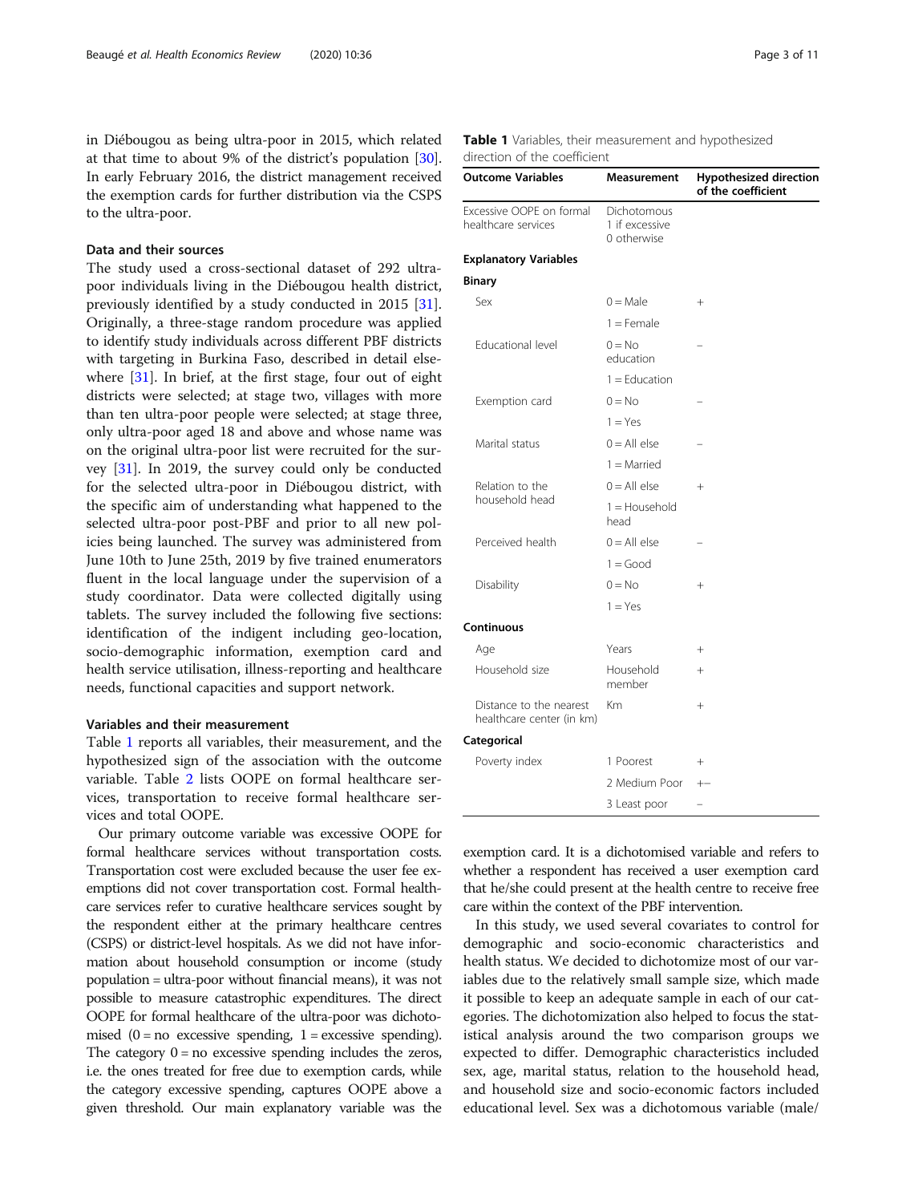in Diébougou as being ultra-poor in 2015, which related at that time to about 9% of the district's population [30]. In early February 2016, the district management received the exemption cards for further distribution via the CSPS to the ultra-poor.

### Data and their sources

The study used a cross-sectional dataset of 292 ultra-poor individuals living in the Diébougou health district, previously identified by a study conducted in 2015 [31]. Originally, a three-stage random procedure was applied to identify study individuals across different PBF districts with targeting in Burkina Faso, described in detail elsewhere [31]. In brief, at the first stage, four out of eight districts were selected; at stage two, villages with more than ten ultra-poor people were selected; at stage three, only ultra-poor aged 18 and above and whose name was on the original ultra-poor list were recruited for the survey [31]. In 2019, the survey could only be conducted for the selected ultra-poor in Diébougou district, with the specific aim of understanding what happened to the selected ultra-poor post-PBF and prior to all new policies being launched. The survey was administered from June 10th to June 25th, 2019 by five trained enumerators fluent in the local language under the supervision of a study coordinator. Data were collected digitally using tablets. The survey included the following five sections: identification of the indigent including geo-location, socio-demographic information, exemption card and health service utilisation, illness-reporting and healthcare needs, functional capacities and support network.

### Variables and their measurement

Table 1 reports all variables, their measurement, and the hypothesized sign of the association with the outcome variable. Table 2 lists OOPE on formal healthcare services, transportation to receive formal healthcare services and total OOPE.

Our primary outcome variable was excessive OOPE for formal healthcare services without transportation costs. Transportation cost were excluded because the user fee exemptions did not cover transportation cost. Formal healthcare services refer to curative healthcare services sought by the respondent either at the primary healthcare centres (CSPS) or district-level hospitals. As we did not have information about household consumption or income (study population = ultra-poor without financial means), it was not possible to measure catastrophic expenditures. The direct OOPE for formal healthcare of the ultra-poor was dichotomised (0 = no excessive spending, 1 = excessive spending). The category 0 = no excessive spending includes the zeros, i.e. the ones treated for free due to exemption cards, while the category excessive spending, captures OOPE above a given threshold. Our main explanatory variable was the exemption card. It is a dichotomised variable and refers to whether a respondent has received a user exemption card that he/she could present at the health centre to receive free care within the context of the PBF intervention.

**Table 1** Variables, their measurement and hypothesized direction of the coefficient

| Outcome Variables | Measurement | Hypothesized direction of the coefficient |
|---|---|---|
| Excessive OOPE on formal healthcare services | Dichotomous 1 if excessive 0 otherwise | |
| **Explanatory Variables** | | |
| **Binary** | | |
| Sex | 0 = Male | + |
| | 1 = Female | |
| Educational level | 0 = No education | – |
| | 1 = Education | |
| Exemption card | 0 = No | – |
| | 1 = Yes | |
| Marital status | 0 = All else | – |
| | 1 = Married | |
| Relation to the household head | 0 = All else | + |
| | 1 = Household head | |
| Perceived health | 0 = All else | – |
| | 1 = Good | |
| Disability | 0 = No | + |
| | 1 = Yes | |
| **Continuous** | | |
| Age | Years | + |
| Household size | Household member | + |
| Distance to the nearest healthcare center (in km) | Km | + |
| **Categorical** | | |
| Poverty index | 1 Poorest | + |
| | 2 Medium Poor | +– |
| | 3 Least poor | – |

In this study, we used several covariates to control for demographic and socio-economic characteristics and health status. We decided to dichotomize most of our variables due to the relatively small sample size, which made it possible to keep an adequate sample in each of our categories. The dichotomization also helped to focus the statistical analysis around the two comparison groups we expected to differ. Demographic characteristics included sex, age, marital status, relation to the household head, and household size and socio-economic factors included educational level. Sex was a dichotomous variable (male/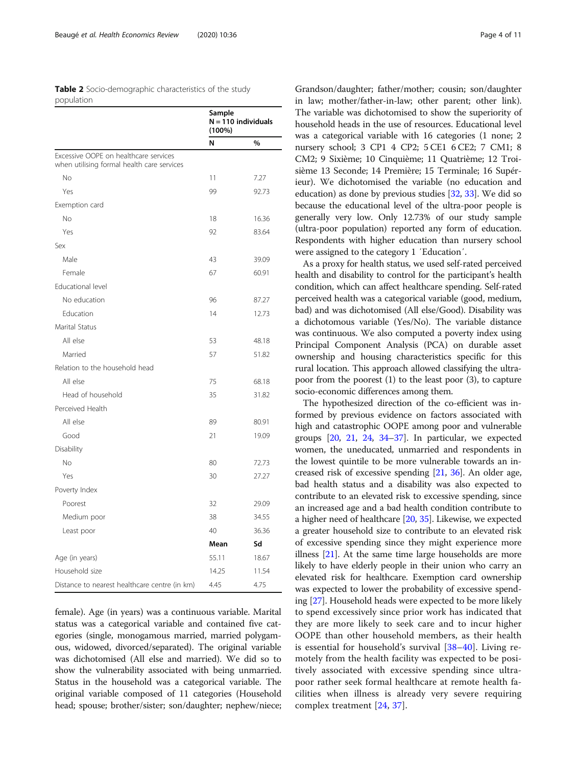**Table 2** Socio-demographic characteristics of the study population

| | Sample N = 110 individuals (100%) | |
|---|---|---|
| | **N** | **%** |
| Excessive OOPE on healthcare services when utilising formal health care services | | |
| No | 11 | 7.27 |
| Yes | 99 | 92.73 |
| Exemption card | | |
| No | 18 | 16.36 |
| Yes | 92 | 83.64 |
| Sex | | |
| Male | 43 | 39.09 |
| Female | 67 | 60.91 |
| Educational level | | |
| No education | 96 | 87.27 |
| Education | 14 | 12.73 |
| Marital Status | | |
| All else | 53 | 48.18 |
| Married | 57 | 51.82 |
| Relation to the household head | | |
| All else | 75 | 68.18 |
| Head of household | 35 | 31.82 |
| Perceived Health | | |
| All else | 89 | 80.91 |
| Good | 21 | 19.09 |
| Disability | | |
| No | 80 | 72.73 |
| Yes | 30 | 27.27 |
| Poverty Index | | |
| Poorest | 32 | 29.09 |
| Medium poor | 38 | 34.55 |
| Least poor | 40 | 36.36 |
| | **Mean** | **Sd** |
| Age (in years) | 55.11 | 18.67 |
| Household size | 14.25 | 11.54 |
| Distance to nearest healthcare centre (in km) | 4.45 | 4.75 |

female). Age (in years) was a continuous variable. Marital status was a categorical variable and contained five categories (single, monogamous married, married polygamous, widowed, divorced/separated). The original variable was dichotomised (All else and married). We did so to show the vulnerability associated with being unmarried. Status in the household was a categorical variable. The original variable composed of 11 categories (Household head; spouse; brother/sister; son/daughter; nephew/niece; Grandson/daughter; father/mother; cousin; son/daughter in law; mother/father-in-law; other parent; other link). The variable was dichotomised to show the superiority of household heads in the use of resources. Educational level was a categorical variable with 16 categories (1 none; 2 nursery school; 3 CP1 4 CP2; 5 CE1 6 CE2; 7 CM1; 8 CM2; 9 Sixième; 10 Cinquième; 11 Quatrième; 12 Troisième 13 Seconde; 14 Première; 15 Terminale; 16 Supérieur). We dichotomised the variable (no education and education) as done by previous studies [32, 33]. We did so because the educational level of the ultra-poor people is generally very low. Only 12.73% of our study sample (ultra-poor population) reported any form of education. Respondents with higher education than nursery school were assigned to the category 1 ′Education′.

As a proxy for health status, we used self-rated perceived health and disability to control for the participant's health condition, which can affect healthcare spending. Self-rated perceived health was a categorical variable (good, medium, bad) and was dichotomised (All else/Good). Disability was a dichotomous variable (Yes/No). The variable distance was continuous. We also computed a poverty index using Principal Component Analysis (PCA) on durable asset ownership and housing characteristics specific for this rural location. This approach allowed classifying the ultra-poor from the poorest (1) to the least poor (3), to capture socio-economic differences among them.

The hypothesized direction of the co-efficient was informed by previous evidence on factors associated with high and catastrophic OOPE among poor and vulnerable groups [20, 21, 24, 34–37]. In particular, we expected women, the uneducated, unmarried and respondents in the lowest quintile to be more vulnerable towards an increased risk of excessive spending [21, 36]. An older age, bad health status and a disability was also expected to contribute to an elevated risk to excessive spending, since an increased age and a bad health condition contribute to a higher need of healthcare [20, 35]. Likewise, we expected a greater household size to contribute to an elevated risk of excessive spending since they might experience more illness [21]. At the same time large households are more likely to have elderly people in their union who carry an elevated risk for healthcare. Exemption card ownership was expected to lower the probability of excessive spending [27]. Household heads were expected to be more likely to spend excessively since prior work has indicated that they are more likely to seek care and to incur higher OOPE than other household members, as their health is essential for household's survival [38–40]. Living remotely from the health facility was expected to be positively associated with excessive spending since ultra-poor rather seek formal healthcare at remote health facilities when illness is already very severe requiring complex treatment [24, 37].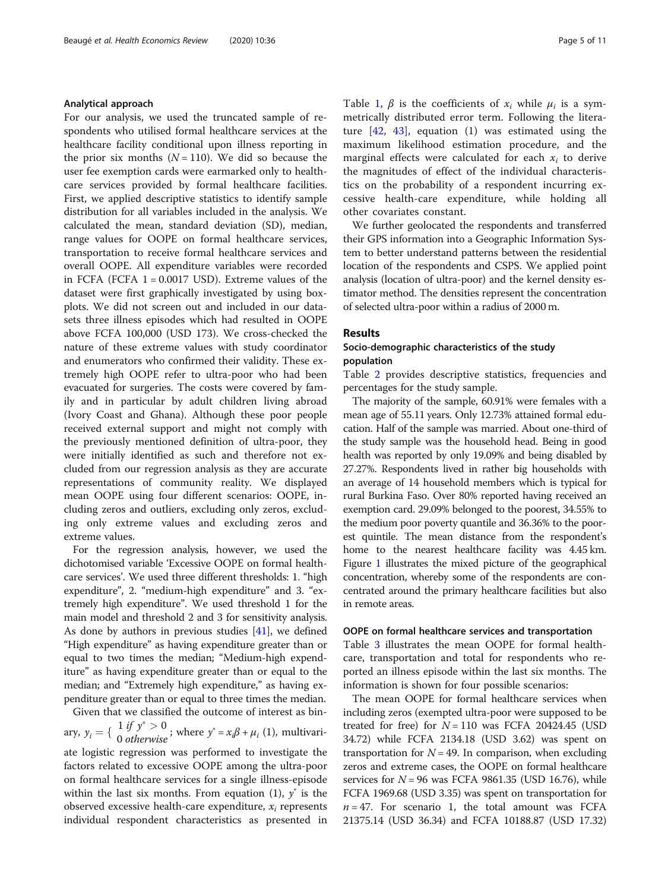### Analytical approach

For our analysis, we used the truncated sample of respondents who utilised formal healthcare services at the healthcare facility conditional upon illness reporting in the prior six months ($N = 110$). We did so because the user fee exemption cards were earmarked only to healthcare services provided by formal healthcare facilities. First, we applied descriptive statistics to identify sample distribution for all variables included in the analysis. We calculated the mean, standard deviation (SD), median, range values for OOPE on formal healthcare services, transportation to receive formal healthcare services and overall OOPE. All expenditure variables were recorded in FCFA (FCFA 1 = 0.0017 USD). Extreme values of the dataset were first graphically investigated by using boxplots. We did not screen out and included in our datasets three illness episodes which had resulted in OOPE above FCFA 100,000 (USD 173). We cross-checked the nature of these extreme values with study coordinator and enumerators who confirmed their validity. These extremely high OOPE refer to ultra-poor who had been evacuated for surgeries. The costs were covered by family and in particular by adult children living abroad (Ivory Coast and Ghana). Although these poor people received external support and might not comply with the previously mentioned definition of ultra-poor, they were initially identified as such and therefore not excluded from our regression analysis as they are accurate representations of community reality. We displayed mean OOPE using four different scenarios: OOPE, including zeros and outliers, excluding only zeros, excluding only extreme values and excluding zeros and extreme values.

For the regression analysis, however, we used the dichotomised variable 'Excessive OOPE on formal healthcare services'. We used three different thresholds: 1. "high expenditure", 2. "medium-high expenditure" and 3. "extremely high expenditure". We used threshold 1 for the main model and threshold 2 and 3 for sensitivity analysis. As done by authors in previous studies [41], we defined "High expenditure" as having expenditure greater than or equal to two times the median; "Medium-high expenditure" as having expenditure greater than or equal to the median; and "Extremely high expenditure," as having expenditure greater than or equal to three times the median.

Given that we classified the outcome of interest as binary, $y_i = \begin{cases} 1 \text{ if } y^* > 0 \\ 0 \text{ otherwise} \end{cases}$; where $y^* = x_i\beta + \mu_i$ (1), multivariate logistic regression was performed to investigate the factors related to excessive OOPE among the ultra-poor on formal healthcare services for a single illness-episode within the last six months. From equation (1), $y^*$ is the observed excessive health-care expenditure, $x_i$ represents individual respondent characteristics as presented in Table 1, $\beta$ is the coefficients of $x_i$ while $\mu_i$ is a symmetrically distributed error term. Following the literature [42, 43], equation (1) was estimated using the maximum likelihood estimation procedure, and the marginal effects were calculated for each $x_i$ to derive the magnitudes of effect of the individual characteristics on the probability of a respondent incurring excessive health-care expenditure, while holding all other covariates constant.

We further geolocated the respondents and transferred their GPS information into a Geographic Information System to better understand patterns between the residential location of the respondents and CSPS. We applied point analysis (location of ultra-poor) and the kernel density estimator method. The densities represent the concentration of selected ultra-poor within a radius of 2000 m.

## Results

### Socio-demographic characteristics of the study population

Table 2 provides descriptive statistics, frequencies and percentages for the study sample.

The majority of the sample, 60.91% were females with a mean age of 55.11 years. Only 12.73% attained formal education. Half of the sample was married. About one-third of the study sample was the household head. Being in good health was reported by only 19.09% and being disabled by 27.27%. Respondents lived in rather big households with an average of 14 household members which is typical for rural Burkina Faso. Over 80% reported having received an exemption card. 29.09% belonged to the poorest, 34.55% to the medium poor poverty quantile and 36.36% to the poorest quintile. The mean distance from the respondent's home to the nearest healthcare facility was 4.45 km. Figure 1 illustrates the mixed picture of the geographical concentration, whereby some of the respondents are concentrated around the primary healthcare facilities but also in remote areas.

### OOPE on formal healthcare services and transportation

Table 3 illustrates the mean OOPE for formal healthcare, transportation and total for respondents who reported an illness episode within the last six months. The information is shown for four possible scenarios:

The mean OOPE for formal healthcare services when including zeros (exempted ultra-poor were supposed to be treated for free) for $N = 110$ was FCFA 20424.45 (USD 34.72) while FCFA 2134.18 (USD 3.62) was spent on transportation for $N = 49$. In comparison, when excluding zeros and extreme cases, the OOPE on formal healthcare services for $N = 96$ was FCFA 9861.35 (USD 16.76), while FCFA 1969.68 (USD 3.35) was spent on transportation for $n = 47$. For scenario 1, the total amount was FCFA 21375.14 (USD 36.34) and FCFA 10188.87 (USD 17.32)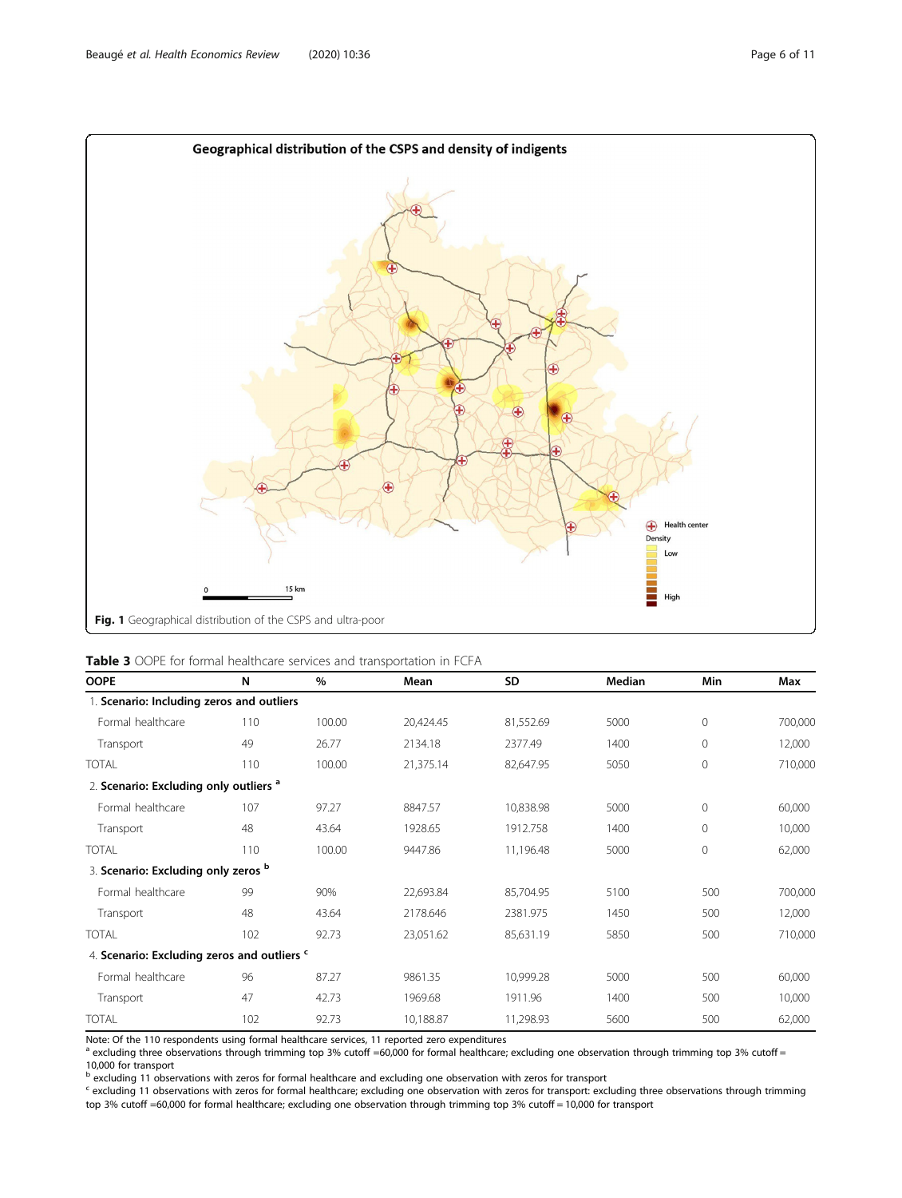Fig. 1 Geographical distribution of the CSPS and ultra-poor

**Table 3** OOPE for formal healthcare services and transportation in FCFA

| OOPE | N | % | Mean | SD | Median | Min | Max |
|---|---|---|---|---|---|---|---|
| 1. **Scenario: Including zeros and outliers** | | | | | | | |
| Formal healthcare | 110 | 100.00 | 20,424.45 | 81,552.69 | 5000 | 0 | 700,000 |
| Transport | 49 | 26.77 | 2134.18 | 2377.49 | 1400 | 0 | 12,000 |
| TOTAL | 110 | 100.00 | 21,375.14 | 82,647.95 | 5050 | 0 | 710,000 |
| 2. **Scenario: Excluding only outliers** [a] | | | | | | | |
| Formal healthcare | 107 | 97.27 | 8847.57 | 10,838.98 | 5000 | 0 | 60,000 |
| Transport | 48 | 43.64 | 1928.65 | 1912.758 | 1400 | 0 | 10,000 |
| TOTAL | 110 | 100.00 | 9447.86 | 11,196.48 | 5000 | 0 | 62,000 |
| 3. **Scenario: Excluding only zeros** [b] | | | | | | | |
| Formal healthcare | 99 | 90% | 22,693.84 | 85,704.95 | 5100 | 500 | 700,000 |
| Transport | 48 | 43.64 | 2178.646 | 2381.975 | 1450 | 500 | 12,000 |
| TOTAL | 102 | 92.73 | 23,051.62 | 85,631.19 | 5850 | 500 | 710,000 |
| 4. **Scenario: Excluding zeros and outliers** [c] | | | | | | | |
| Formal healthcare | 96 | 87.27 | 9861.35 | 10,999.28 | 5000 | 500 | 60,000 |
| Transport | 47 | 42.73 | 1969.68 | 1911.96 | 1400 | 500 | 10,000 |
| TOTAL | 102 | 92.73 | 10,188.87 | 11,298.93 | 5600 | 500 | 62,000 |

Note: Of the 110 respondents using formal healthcare services, 11 reported zero expenditures

[a] excluding three observations through trimming top 3% cutoff =60,000 for formal healthcare; excluding one observation through trimming top 3% cutoff = 10,000 for transport

[b] excluding 11 observations with zeros for formal healthcare and excluding one observation with zeros for transport

[c] excluding 11 observations with zeros for formal healthcare; excluding one observation with zeros for transport: excluding three observations through trimming top 3% cutoff =60,000 for formal healthcare; excluding one observation through trimming top 3% cutoff = 10,000 for transport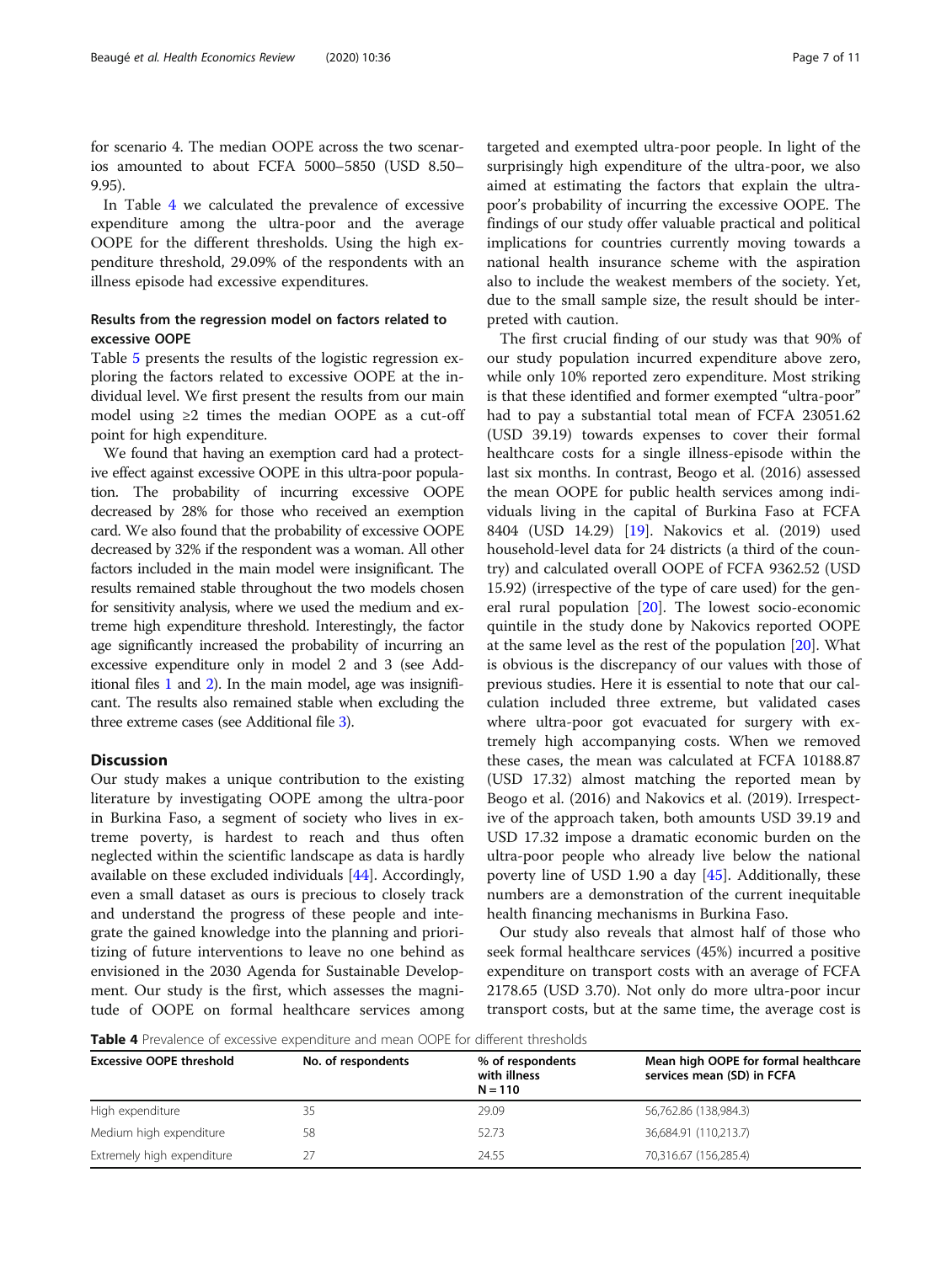for scenario 4. The median OOPE across the two scenarios amounted to about FCFA 5000–5850 (USD 8.50–9.95).

In Table 4 we calculated the prevalence of excessive expenditure among the ultra-poor and the average OOPE for the different thresholds. Using the high expenditure threshold, 29.09% of the respondents with an illness episode had excessive expenditures.

### Results from the regression model on factors related to excessive OOPE

Table 5 presents the results of the logistic regression exploring the factors related to excessive OOPE at the individual level. We first present the results from our main model using ≥2 times the median OOPE as a cut-off point for high expenditure.

We found that having an exemption card had a protective effect against excessive OOPE in this ultra-poor population. The probability of incurring excessive OOPE decreased by 28% for those who received an exemption card. We also found that the probability of excessive OOPE decreased by 32% if the respondent was a woman. All other factors included in the main model were insignificant. The results remained stable throughout the two models chosen for sensitivity analysis, where we used the medium and extreme high expenditure threshold. Interestingly, the factor age significantly increased the probability of incurring an excessive expenditure only in model 2 and 3 (see Additional files 1 and 2). In the main model, age was insignificant. The results also remained stable when excluding the three extreme cases (see Additional file 3).

## Discussion

Our study makes a unique contribution to the existing literature by investigating OOPE among the ultra-poor in Burkina Faso, a segment of society who lives in extreme poverty, is hardest to reach and thus often neglected within the scientific landscape as data is hardly available on these excluded individuals [44]. Accordingly, even a small dataset as ours is precious to closely track and understand the progress of these people and integrate the gained knowledge into the planning and prioritizing of future interventions to leave no one behind as envisioned in the 2030 Agenda for Sustainable Development. Our study is the first, which assesses the magnitude of OOPE on formal healthcare services among targeted and exempted ultra-poor people. In light of the surprisingly high expenditure of the ultra-poor, we also aimed at estimating the factors that explain the ultra-poor's probability of incurring the excessive OOPE. The findings of our study offer valuable practical and political implications for countries currently moving towards a national health insurance scheme with the aspiration also to include the weakest members of the society. Yet, due to the small sample size, the result should be interpreted with caution.

The first crucial finding of our study was that 90% of our study population incurred expenditure above zero, while only 10% reported zero expenditure. Most striking is that these identified and former exempted "ultra-poor" had to pay a substantial total mean of FCFA 23051.62 (USD 39.19) towards expenses to cover their formal healthcare costs for a single illness-episode within the last six months. In contrast, Beogo et al. (2016) assessed the mean OOPE for public health services among individuals living in the capital of Burkina Faso at FCFA 8404 (USD 14.29) [19]. Nakovics et al. (2019) used household-level data for 24 districts (a third of the country) and calculated overall OOPE of FCFA 9362.52 (USD 15.92) (irrespective of the type of care used) for the general rural population [20]. The lowest socio-economic quintile in the study done by Nakovics reported OOPE at the same level as the rest of the population [20]. What is obvious is the discrepancy of our values with those of previous studies. Here it is essential to note that our calculation included three extreme, but validated cases where ultra-poor got evacuated for surgery with extremely high accompanying costs. When we removed these cases, the mean was calculated at FCFA 10188.87 (USD 17.32) almost matching the reported mean by Beogo et al. (2016) and Nakovics et al. (2019). Irrespective of the approach taken, both amounts USD 39.19 and USD 17.32 impose a dramatic economic burden on the ultra-poor people who already live below the national poverty line of USD 1.90 a day [45]. Additionally, these numbers are a demonstration of the current inequitable health financing mechanisms in Burkina Faso.

Our study also reveals that almost half of those who seek formal healthcare services (45%) incurred a positive expenditure on transport costs with an average of FCFA 2178.65 (USD 3.70). Not only do more ultra-poor incur transport costs, but at the same time, the average cost is

**Table 4** Prevalence of excessive expenditure and mean OOPE for different thresholds

| Excessive OOPE threshold | No. of respondents | % of respondents with illness N = 110 | Mean high OOPE for formal healthcare services mean (SD) in FCFA |
|---|---|---|---|
| High expenditure | 35 | 29.09 | 56,762.86 (138,984.3) |
| Medium high expenditure | 58 | 52.73 | 36,684.91 (110,213.7) |
| Extremely high expenditure | 27 | 24.55 | 70,316.67 (156,285.4) |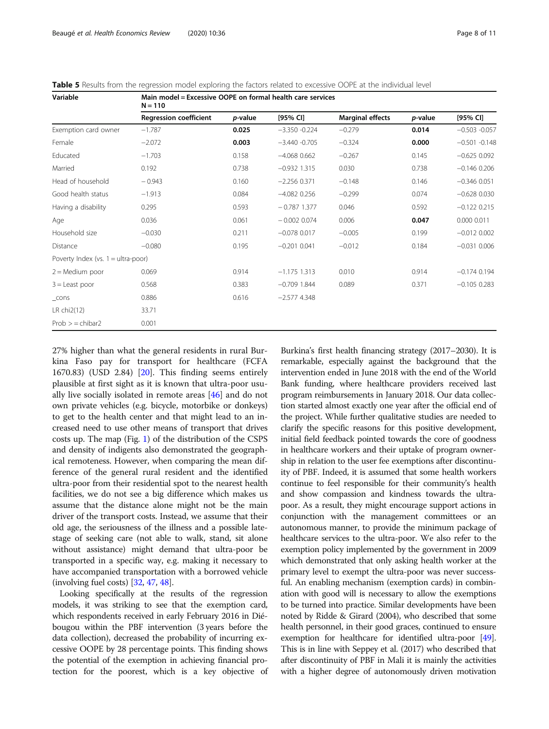**Table 5** Results from the regression model exploring the factors related to excessive OOPE at the individual level

| Variable | Main model = Excessive OOPE on formal health care services N = 110 | | | | | |
|---|---|---|---|---|---|---|
| | Regression coefficient | *p*-value | [95% CI] | Marginal effects | *p*-value | [95% CI] |
| Exemption card owner | −1.787 | **0.025** | −3.350 -0.224 | −0.279 | **0.014** | −0.503 -0.057 |
| Female | −2.072 | **0.003** | −3.440 -0.705 | −0.324 | **0.000** | −0.501 -0.148 |
| Educated | −1.703 | 0.158 | −4.068 0.662 | −0.267 | 0.145 | −0.625 0.092 |
| Married | 0.192 | 0.738 | −0.932 1.315 | 0.030 | 0.738 | −0.146 0.206 |
| Head of household | − 0.943 | 0.160 | −2.256 0.371 | −0.148 | 0.146 | −0.346 0.051 |
| Good health status | −1.913 | 0.084 | −4.082 0.256 | −0.299 | 0.074 | −0.628 0.030 |
| Having a disability | 0.295 | 0.593 | − 0.787 1.377 | 0.046 | 0.592 | −0.122 0.215 |
| Age | 0.036 | 0.061 | − 0.002 0.074 | 0.006 | **0.047** | 0.000 0.011 |
| Household size | −0.030 | 0.211 | −0.078 0.017 | −0.005 | 0.199 | −0.012 0.002 |
| Distance | −0.080 | 0.195 | −0.201 0.041 | −0.012 | 0.184 | −0.031 0.006 |
| Poverty Index (vs. 1 = ultra-poor) | | | | | | |
| 2 = Medium poor | 0.069 | 0.914 | −1.175 1.313 | 0.010 | 0.914 | −0.174 0.194 |
| 3 = Least poor | 0.568 | 0.383 | −0.709 1.844 | 0.089 | 0.371 | −0.105 0.283 |
| _cons | 0.886 | 0.616 | −2.577 4.348 | | | |
| LR chi2(12) | 33.71 | | | | | |
| Prob > = chibar2 | 0.001 | | | | | |

27% higher than what the general residents in rural Burkina Faso pay for transport for healthcare (FCFA 1670.83) (USD 2.84) [20]. This finding seems entirely plausible at first sight as it is known that ultra-poor usually live socially isolated in remote areas [46] and do not own private vehicles (e.g. bicycle, motorbike or donkeys) to get to the health center and that might lead to an increased need to use other means of transport that drives costs up. The map (Fig. 1) of the distribution of the CSPS and density of indigents also demonstrated the geographical remoteness. However, when comparing the mean difference of the general rural resident and the identified ultra-poor from their residential spot to the nearest health facilities, we do not see a big difference which makes us assume that the distance alone might not be the main driver of the transport costs. Instead, we assume that their old age, the seriousness of the illness and a possible late-stage of seeking care (not able to walk, stand, sit alone without assistance) might demand that ultra-poor be transported in a specific way, e.g. making it necessary to have accompanied transportation with a borrowed vehicle (involving fuel costs) [32, 47, 48].

Looking specifically at the results of the regression models, it was striking to see that the exemption card, which respondents received in early February 2016 in Diébougou within the PBF intervention (3 years before the data collection), decreased the probability of incurring excessive OOPE by 28 percentage points. This finding shows the potential of the exemption in achieving financial protection for the poorest, which is a key objective of Burkina's first health financing strategy (2017–2030). It is remarkable, especially against the background that the intervention ended in June 2018 with the end of the World Bank funding, where healthcare providers received last program reimbursements in January 2018. Our data collection started almost exactly one year after the official end of the project. While further qualitative studies are needed to clarify the specific reasons for this positive development, initial field feedback pointed towards the core of goodness in healthcare workers and their uptake of program ownership in relation to the user fee exemptions after discontinuity of PBF. Indeed, it is assumed that some health workers continue to feel responsible for their community's health and show compassion and kindness towards the ultra-poor. As a result, they might encourage support actions in conjunction with the management committees or an autonomous manner, to provide the minimum package of healthcare services to the ultra-poor. We also refer to the exemption policy implemented by the government in 2009 which demonstrated that only asking health worker at the primary level to exempt the ultra-poor was never successful. An enabling mechanism (exemption cards) in combination with good will is necessary to allow the exemptions to be turned into practice. Similar developments have been noted by Ridde & Girard (2004), who described that some health personnel, in their good graces, continued to ensure exemption for healthcare for identified ultra-poor [49]. This is in line with Seppey et al. (2017) who described that after discontinuity of PBF in Mali it is mainly the activities with a higher degree of autonomously driven motivation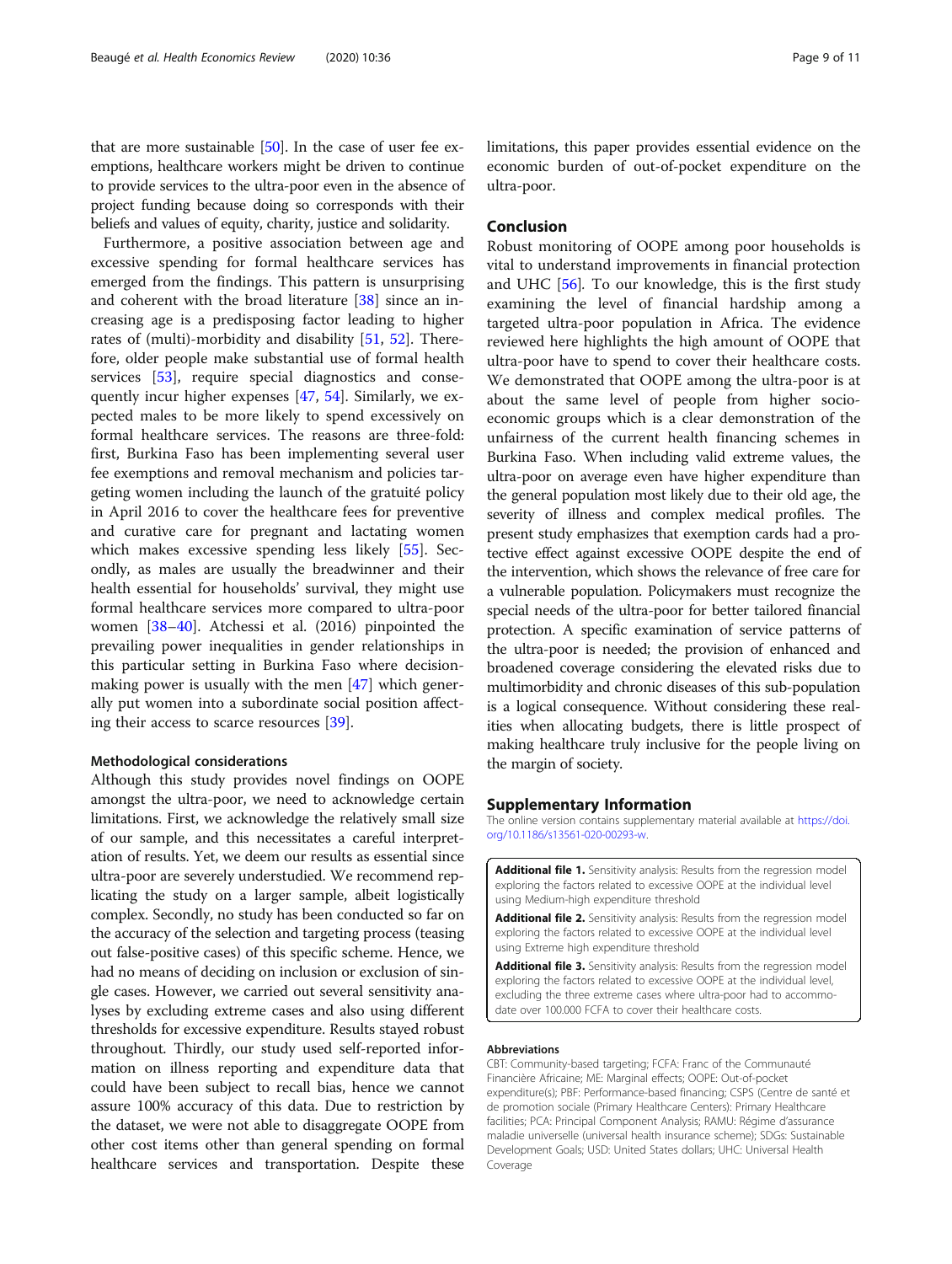that are more sustainable [50]. In the case of user fee exemptions, healthcare workers might be driven to continue to provide services to the ultra-poor even in the absence of project funding because doing so corresponds with their beliefs and values of equity, charity, justice and solidarity.

Furthermore, a positive association between age and excessive spending for formal healthcare services has emerged from the findings. This pattern is unsurprising and coherent with the broad literature [38] since an increasing age is a predisposing factor leading to higher rates of (multi)-morbidity and disability [51, 52]. Therefore, older people make substantial use of formal health services [53], require special diagnostics and consequently incur higher expenses [47, 54]. Similarly, we expected males to be more likely to spend excessively on formal healthcare services. The reasons are three-fold: first, Burkina Faso has been implementing several user fee exemptions and removal mechanism and policies targeting women including the launch of the gratuité policy in April 2016 to cover the healthcare fees for preventive and curative care for pregnant and lactating women which makes excessive spending less likely [55]. Secondly, as males are usually the breadwinner and their health essential for households' survival, they might use formal healthcare services more compared to ultra-poor women [38–40]. Atchessi et al. (2016) pinpointed the prevailing power inequalities in gender relationships in this particular setting in Burkina Faso where decision-making power is usually with the men [47] which generally put women into a subordinate social position affecting their access to scarce resources [39].

### Methodological considerations

Although this study provides novel findings on OOPE amongst the ultra-poor, we need to acknowledge certain limitations. First, we acknowledge the relatively small size of our sample, and this necessitates a careful interpretation of results. Yet, we deem our results as essential since ultra-poor are severely understudied. We recommend replicating the study on a larger sample, albeit logistically complex. Secondly, no study has been conducted so far on the accuracy of the selection and targeting process (teasing out false-positive cases) of this specific scheme. Hence, we had no means of deciding on inclusion or exclusion of single cases. However, we carried out several sensitivity analyses by excluding extreme cases and also using different thresholds for excessive expenditure. Results stayed robust throughout. Thirdly, our study used self-reported information on illness reporting and expenditure data that could have been subject to recall bias, hence we cannot assure 100% accuracy of this data. Due to restriction by the dataset, we were not able to disaggregate OOPE from other cost items other than general spending on formal healthcare services and transportation. Despite these limitations, this paper provides essential evidence on the economic burden of out-of-pocket expenditure on the ultra-poor.

## Conclusion

Robust monitoring of OOPE among poor households is vital to understand improvements in financial protection and UHC [56]. To our knowledge, this is the first study examining the level of financial hardship among a targeted ultra-poor population in Africa. The evidence reviewed here highlights the high amount of OOPE that ultra-poor have to spend to cover their healthcare costs. We demonstrated that OOPE among the ultra-poor is at about the same level of people from higher socio-economic groups which is a clear demonstration of the unfairness of the current health financing schemes in Burkina Faso. When including valid extreme values, the ultra-poor on average even have higher expenditure than the general population most likely due to their old age, the severity of illness and complex medical profiles. The present study emphasizes that exemption cards had a protective effect against excessive OOPE despite the end of the intervention, which shows the relevance of free care for a vulnerable population. Policymakers must recognize the special needs of the ultra-poor for better tailored financial protection. A specific examination of service patterns of the ultra-poor is needed; the provision of enhanced and broadened coverage considering the elevated risks due to multimorbidity and chronic diseases of this sub-population is a logical consequence. Without considering these realities when allocating budgets, there is little prospect of making healthcare truly inclusive for the people living on the margin of society.

## Supplementary Information

The online version contains supplementary material available at https://doi.org/10.1186/s13561-020-00293-w.

**Additional file 1.** Sensitivity analysis: Results from the regression model exploring the factors related to excessive OOPE at the individual level using Medium-high expenditure threshold

**Additional file 2.** Sensitivity analysis: Results from the regression model exploring the factors related to excessive OOPE at the individual level using Extreme high expenditure threshold

**Additional file 3.** Sensitivity analysis: Results from the regression model exploring the factors related to excessive OOPE at the individual level, excluding the three extreme cases where ultra-poor had to accommodate over 100.000 FCFA to cover their healthcare costs.

#### Abbreviations

CBT: Community-based targeting; FCFA: Franc of the Communauté Financière Africaine; ME: Marginal effects; OOPE: Out-of-pocket expenditure(s); PBF: Performance-based financing; CSPS (Centre de santé et de promotion sociale (Primary Healthcare Centers): Primary Healthcare facilities; PCA: Principal Component Analysis; RAMU: Régime d'assurance maladie universelle (universal health insurance scheme); SDGs: Sustainable Development Goals; USD: United States dollars; UHC: Universal Health Coverage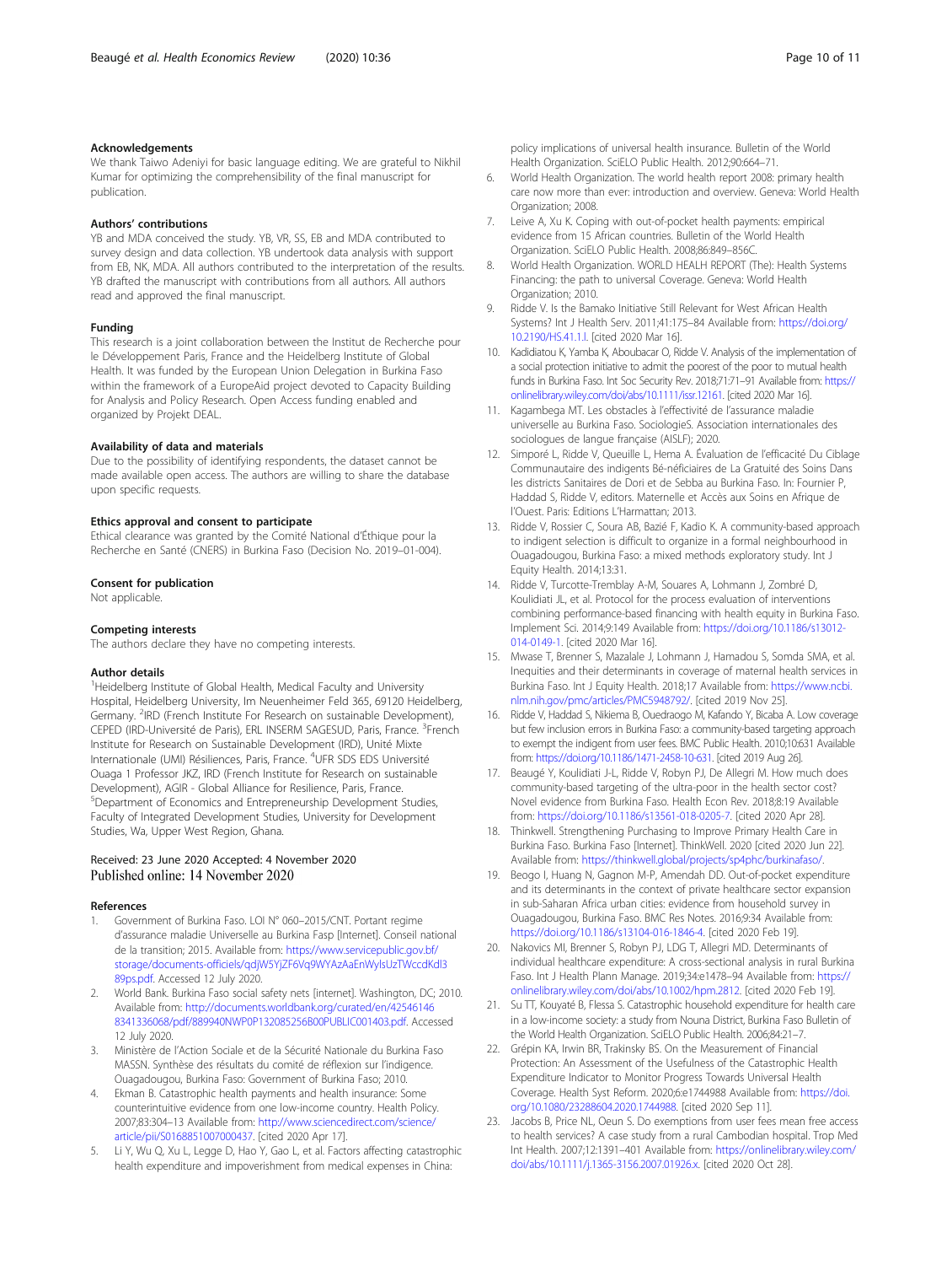### Acknowledgements

We thank Taiwo Adeniyi for basic language editing. We are grateful to Nikhil Kumar for optimizing the comprehensibility of the final manuscript for publication.

### Authors' contributions

YB and MDA conceived the study. YB, VR, SS, EB and MDA contributed to survey design and data collection. YB undertook data analysis with support from EB, NK, MDA. All authors contributed to the interpretation of the results. YB drafted the manuscript with contributions from all authors. All authors read and approved the final manuscript.

### Funding

This research is a joint collaboration between the Institut de Recherche pour le Développement Paris, France and the Heidelberg Institute of Global Health. It was funded by the European Union Delegation in Burkina Faso within the framework of a EuropeAid project devoted to Capacity Building for Analysis and Policy Research. Open Access funding enabled and organized by Projekt DEAL.

### Availability of data and materials

Due to the possibility of identifying respondents, the dataset cannot be made available open access. The authors are willing to share the database upon specific requests.

### Ethics approval and consent to participate

Ethical clearance was granted by the Comité National d'Éthique pour la Recherche en Santé (CNERS) in Burkina Faso (Decision No. 2019–01-004).

### Consent for publication

Not applicable.

### Competing interests

The authors declare they have no competing interests.

### Author details

[1]Heidelberg Institute of Global Health, Medical Faculty and University Hospital, Heidelberg University, Im Neuenheimer Feld 365, 69120 Heidelberg, Germany. [2]IRD (French Institute For Research on sustainable Development), CEPED (IRD-Université de Paris), ERL INSERM SAGESUD, Paris, France. [3]French Institute for Research on Sustainable Development (IRD), Unité Mixte Internationale (UMI) Résiliences, Paris, France. [4]UFR SDS EDS Université Ouaga 1 Professor JKZ, IRD (French Institute for Research on sustainable Development), AGIR - Global Alliance for Resilience, Paris, France. [5]Department of Economics and Entrepreneurship Development Studies, Faculty of Integrated Development Studies, University for Development Studies, Wa, Upper West Region, Ghana.

Received: 23 June 2020 Accepted: 4 November 2020
Published online: 14 November 2020

### References

1. Government of Burkina Faso. LOI N° 060–2015/CNT. Portant regime d'assurance maladie Universelle au Burkina Fasp [Internet]. Conseil national de la transition; 2015. Available from: https://www.servicepublic.gov.bf/storage/documents-officiels/qdjW5YjZF6Vq9WYAzAaEnWylsUzTWccdKdl389ps.pdf. Accessed 12 July 2020.
2. World Bank. Burkina Faso social safety nets [internet]. Washington, DC; 2010. Available from: http://documents.worldbank.org/curated/en/425461468341336068/pdf/889940NWP0P132085256B00PUBLIC001403.pdf. Accessed 12 July 2020.
3. Ministère de l'Action Sociale et de la Sécurité Nationale du Burkina Faso MASSN. Synthèse des résultats du comité de réflexion sur l'indigence. Ouagadougou, Burkina Faso: Government of Burkina Faso; 2010.
4. Ekman B. Catastrophic health payments and health insurance: Some counterintuitive evidence from one low-income country. Health Policy. 2007;83:304–13 Available from: http://www.sciencedirect.com/science/article/pii/S0168851007000437. [cited 2020 Apr 17].
5. Li Y, Wu Q, Xu L, Legge D, Hao Y, Gao L, et al. Factors affecting catastrophic health expenditure and impoverishment from medical expenses in China: policy implications of universal health insurance. Bulletin of the World Health Organization. SciELO Public Health. 2012;90:664–71.
6. World Health Organization. The world health report 2008: primary health care now more than ever: introduction and overview. Geneva: World Health Organization; 2008.
7. Leive A, Xu K. Coping with out-of-pocket health payments: empirical evidence from 15 African countries. Bulletin of the World Health Organization. SciELO Public Health. 2008;86:849–856C.
8. World Health Organization. WORLD HEALH REPORT (The): Health Systems Financing: the path to universal Coverage. Geneva: World Health Organization; 2010.
9. Ridde V. Is the Bamako Initiative Still Relevant for West African Health Systems? Int J Health Serv. 2011;41:175–84 Available from: https://doi.org/10.2190/HS.41.1.l. [cited 2020 Mar 16].
10. Kadidiatou K, Yamba K, Aboubacar O, Ridde V. Analysis of the implementation of a social protection initiative to admit the poorest of the poor to mutual health funds in Burkina Faso. Int Soc Security Rev. 2018;71:71–91 Available from: https://onlinelibrary.wiley.com/doi/abs/10.1111/issr.12161. [cited 2020 Mar 16].
11. Kagambega MT. Les obstacles à l'effectivité de l'assurance maladie universelle au Burkina Faso. SociologieS. Association internationales des sociologues de langue française (AISLF); 2020.
12. Simporé L, Ridde V, Queuille L, Hema A. Évaluation de l'efficacité Du Ciblage Communautaire des indigents Bé-néficiaires de La Gratuité des Soins Dans les districts Sanitaires de Dori et de Sebba au Burkina Faso. In: Fournier P, Haddad S, Ridde V, editors. Maternelle et Accès aux Soins en Afrique de l'Ouest. Paris: Editions L'Harmattan; 2013.
13. Ridde V, Rossier C, Soura AB, Bazié F, Kadio K. A community-based approach to indigent selection is difficult to organize in a formal neighbourhood in Ouagadougou, Burkina Faso: a mixed methods exploratory study. Int J Equity Health. 2014;13:31.
14. Ridde V, Turcotte-Tremblay A-M, Souares A, Lohmann J, Zombré D, Koulidiati JL, et al. Protocol for the process evaluation of interventions combining performance-based financing with health equity in Burkina Faso. Implement Sci. 2014;9:149 Available from: https://doi.org/10.1186/s13012-014-0149-1. [cited 2020 Mar 16].
15. Mwase T, Brenner S, Mazalale J, Lohmann J, Hamadou S, Somda SMA, et al. Inequities and their determinants in coverage of maternal health services in Burkina Faso. Int J Equity Health. 2018;17 Available from: https://www.ncbi.nlm.nih.gov/pmc/articles/PMC5948792/. [cited 2019 Nov 25].
16. Ridde V, Haddad S, Nikiema B, Ouedraogo M, Kafando Y, Bicaba A. Low coverage but few inclusion errors in Burkina Faso: a community-based targeting approach to exempt the indigent from user fees. BMC Public Health. 2010;10:631 Available from: https://doi.org/10.1186/1471-2458-10-631. [cited 2019 Aug 26].
17. Beaugé Y, Koulidiati J-L, Ridde V, Robyn PJ, De Allegri M. How much does community-based targeting of the ultra-poor in the health sector cost? Novel evidence from Burkina Faso. Health Econ Rev. 2018;8:19 Available from: https://doi.org/10.1186/s13561-018-0205-7. [cited 2020 Apr 28].
18. Thinkwell. Strengthening Purchasing to Improve Primary Health Care in Burkina Faso. Burkina Faso [Internet]. ThinkWell. 2020 [cited 2020 Jun 22]. Available from: https://thinkwell.global/projects/sp4phc/burkinafaso/.
19. Beogo I, Huang N, Gagnon M-P, Amendah DD. Out-of-pocket expenditure and its determinants in the context of private healthcare sector expansion in sub-Saharan Africa urban cities: evidence from household survey in Ouagadougou, Burkina Faso. BMC Res Notes. 2016;9:34 Available from: https://doi.org/10.1186/s13104-016-1846-4. [cited 2020 Feb 19].
20. Nakovics MI, Brenner S, Robyn PJ, LDG T, Allegri MD. Determinants of individual healthcare expenditure: A cross-sectional analysis in rural Burkina Faso. Int J Health Plann Manage. 2019;34:e1478–94 Available from: https://onlinelibrary.wiley.com/doi/abs/10.1002/hpm.2812. [cited 2020 Feb 19].
21. Su TT, Kouyaté B, Flessa S. Catastrophic household expenditure for health care in a low-income society: a study from Nouna District, Burkina Faso Bulletin of the World Health Organization. SciELO Public Health. 2006;84:21–7.
22. Grépin KA, Irwin BR, Trakinsky BS. On the Measurement of Financial Protection: An Assessment of the Usefulness of the Catastrophic Health Expenditure Indicator to Monitor Progress Towards Universal Health Coverage. Health Syst Reform. 2020;6:e1744988 Available from: https://doi.org/10.1080/23288604.2020.1744988. [cited 2020 Sep 11].
23. Jacobs B, Price NL, Oeun S. Do exemptions from user fees mean free access to health services? A case study from a rural Cambodian hospital. Trop Med Int Health. 2007;12:1391–401 Available from: https://onlinelibrary.wiley.com/doi/abs/10.1111/j.1365-3156.2007.01926.x. [cited 2020 Oct 28].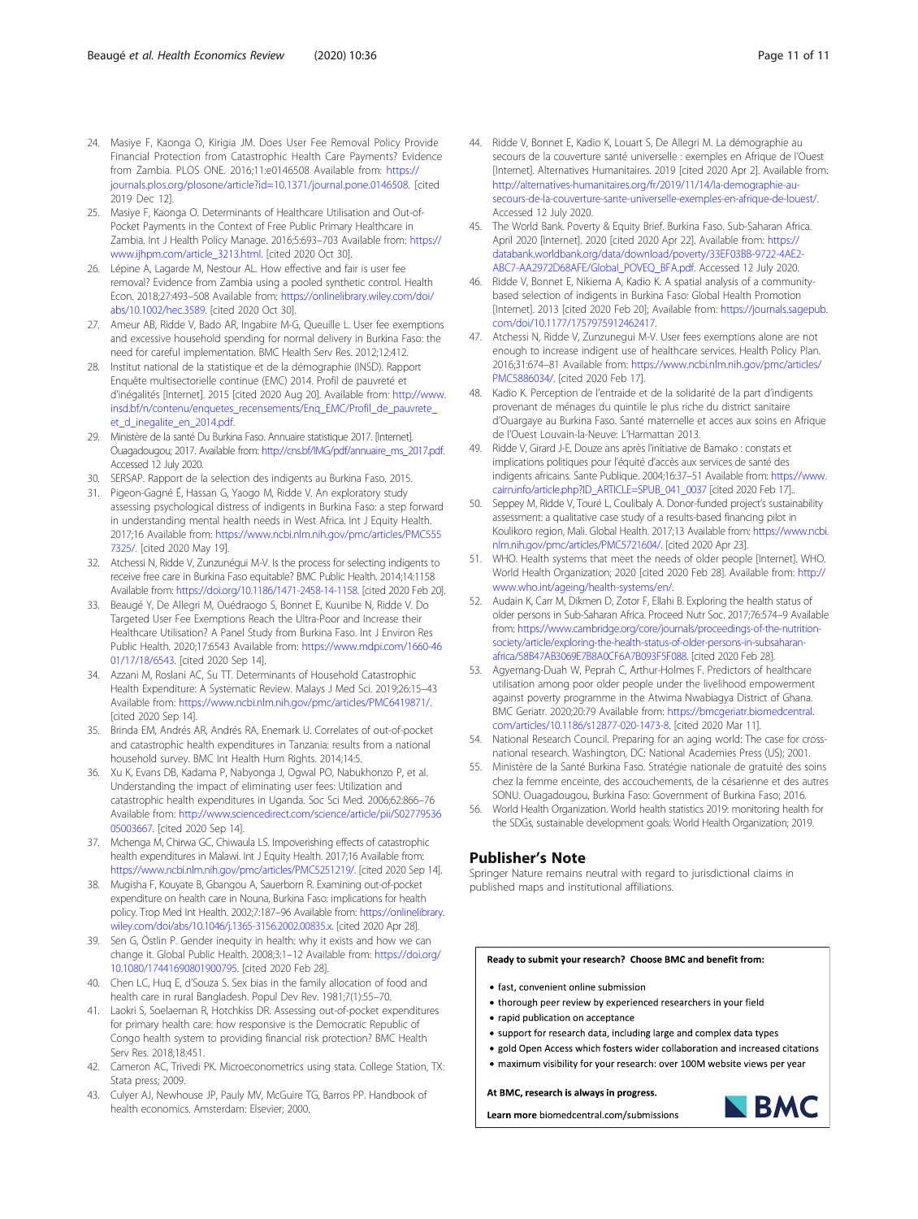24. Masiye F, Kaonga O, Kirigia JM. Does User Fee Removal Policy Provide Financial Protection from Catastrophic Health Care Payments? Evidence from Zambia. PLOS ONE. 2016;11:e0146508 Available from: https://journals.plos.org/plosone/article?id=10.1371/journal.pone.0146508. [cited 2019 Dec 12].
25. Masiye F, Kaonga O. Determinants of Healthcare Utilisation and Out-of-Pocket Payments in the Context of Free Public Primary Healthcare in Zambia. Int J Health Policy Manage. 2016;5:693–703 Available from: https://www.ijhpm.com/article_3213.html. [cited 2020 Oct 30].
26. Lépine A, Lagarde M, Nestour AL. How effective and fair is user fee removal? Evidence from Zambia using a pooled synthetic control. Health Econ. 2018;27:493–508 Available from: https://onlinelibrary.wiley.com/doi/abs/10.1002/hec.3589. [cited 2020 Oct 30].
27. Ameur AB, Ridde V, Bado AR, Ingabire M-G, Queuille L. User fee exemptions and excessive household spending for normal delivery in Burkina Faso: the need for careful implementation. BMC Health Serv Res. 2012;12:412.
28. Institut national de la statistique et de la démographie (INSD). Rapport Enquête multisectorielle continue (EMC) 2014. Profil de pauvreté et d'inégalités [Internet]. 2015 [cited 2020 Aug 20]. Available from: http://www.insd.bf/n/contenu/enquetes_recensements/Enq_EMC/Profil_de_pauvrete_et_d_inegalite_en_2014.pdf.
29. Ministère de la santé Du Burkina Faso. Annuaire statistique 2017. [Internet]. Ouagadougou; 2017. Available from: http://cns.bf/IMG/pdf/annuaire_ms_2017.pdf. Accessed 12 July 2020.
30. SERSAP. Rapport de la selection des indigents au Burkina Faso. 2015.
31. Pigeon-Gagné É, Hassan G, Yaogo M, Ridde V. An exploratory study assessing psychological distress of indigents in Burkina Faso: a step forward in understanding mental health needs in West Africa. Int J Equity Health. 2017;16 Available from: https://www.ncbi.nlm.nih.gov/pmc/articles/PMC5557325/. [cited 2020 May 19].
32. Atchessi N, Ridde V, Zunzunégui M-V. Is the process for selecting indigents to receive free care in Burkina Faso equitable? BMC Public Health. 2014;14:1158 Available from: https://doi.org/10.1186/1471-2458-14-1158. [cited 2020 Feb 20].
33. Beaugé Y, De Allegri M, Ouédraogo S, Bonnet E, Kuunibe N, Ridde V. Do Targeted User Fee Exemptions Reach the Ultra-Poor and Increase their Healthcare Utilisation? A Panel Study from Burkina Faso. Int J Environ Res Public Health. 2020;17:6543 Available from: https://www.mdpi.com/1660-4601/17/18/6543. [cited 2020 Sep 14].
34. Azzani M, Roslani AC, Su TT. Determinants of Household Catastrophic Health Expenditure: A Systematic Review. Malays J Med Sci. 2019;26:15–43 Available from: https://www.ncbi.nlm.nih.gov/pmc/articles/PMC6419871/. [cited 2020 Sep 14].
35. Brinda EM, Andrés AR, Andrés RA, Enemark U. Correlates of out-of-pocket and catastrophic health expenditures in Tanzania: results from a national household survey. BMC Int Health Hum Rights. 2014;14:5.
36. Xu K, Evans DB, Kadama P, Nabyonga J, Ogwal PO, Nabukhonzo P, et al. Understanding the impact of eliminating user fees: Utilization and catastrophic health expenditures in Uganda. Soc Sci Med. 2006;62:866–76 Available from: http://www.sciencedirect.com/science/article/pii/S0277953605003667. [cited 2020 Sep 14].
37. Mchenga M, Chirwa GC, Chiwaula LS. Impoverishing effects of catastrophic health expenditures in Malawi. Int J Equity Health. 2017;16 Available from: https://www.ncbi.nlm.nih.gov/pmc/articles/PMC5251219/. [cited 2020 Sep 14].
38. Mugisha F, Kouyate B, Gbangou A, Sauerborn R. Examining out-of-pocket expenditure on health care in Nouna, Burkina Faso: implications for health policy. Trop Med Int Health. 2002;7:187–96 Available from: https://onlinelibrary.wiley.com/doi/abs/10.1046/j.1365-3156.2002.00835.x. [cited 2020 Apr 28].
39. Sen G, Östlin P. Gender inequity in health: why it exists and how we can change it. Global Public Health. 2008;3:1–12 Available from: https://doi.org/10.1080/17441690801900795. [cited 2020 Feb 28].
40. Chen LC, Huq E, d'Souza S. Sex bias in the family allocation of food and health care in rural Bangladesh. Popul Dev Rev. 1981;7(1):55–70.
41. Laokri S, Soelaeman R, Hotchkiss DR. Assessing out-of-pocket expenditures for primary health care: how responsive is the Democratic Republic of Congo health system to providing financial risk protection? BMC Health Serv Res. 2018;18:451.
42. Cameron AC, Trivedi PK. Microeconometrics using stata. College Station, TX: Stata press; 2009.
43. Culyer AJ, Newhouse JP, Pauly MV, McGuire TG, Barros PP. Handbook of health economics. Amsterdam: Elsevier; 2000.
44. Ridde V, Bonnet E, Kadio K, Louart S, De Allegri M. La démographie au secours de la couverture santé universelle : exemples en Afrique de l'Ouest [Internet]. Alternatives Humanitaires. 2019 [cited 2020 Apr 2]. Available from: http://alternatives-humanitaires.org/fr/2019/11/14/la-demographie-au-secours-de-la-couverture-sante-universelle-exemples-en-afrique-de-louest/. Accessed 12 July 2020.
45. The World Bank. Poverty & Equity Brief. Burkina Faso. Sub-Saharan Africa. April 2020 [Internet]. 2020 [cited 2020 Apr 22]. Available from: https://databank.worldbank.org/data/download/poverty/33EF03BB-9722-4AE2-ABC7-AA2972D68AFE/Global_POVEQ_BFA.pdf. Accessed 12 July 2020.
46. Ridde V, Bonnet E, Nikiema A, Kadio K. A spatial analysis of a community-based selection of indigents in Burkina Faso: Global Health Promotion [Internet]. 2013 [cited 2020 Feb 20]; Available from: https://journals.sagepub.com/doi/10.1177/1757975912462417.
47. Atchessi N, Ridde V, Zunzunegui M-V. User fees exemptions alone are not enough to increase indigent use of healthcare services. Health Policy Plan. 2016;31:674–81 Available from: https://www.ncbi.nlm.nih.gov/pmc/articles/PMC5886034/. [cited 2020 Feb 17].
48. Kadio K. Perception de l'entraide et de la solidarité de la part d'indigents provenant de ménages du quintile le plus riche du district sanitaire d'Ouargaye au Burkina Faso. Santé maternelle et acces aux soins en Afrique de l'Ouest Louvain-la-Neuve: L'Harmattan 2013.
49. Ridde V, Girard J-E. Douze ans après l'initiative de Bamako : constats et implications politiques pour l'équité d'accès aux services de santé des indigents africains. Sante Publique. 2004;16:37–51 Available from: https://www.cairn.info/article.php?ID_ARTICLE=SPUB_041_0037 [cited 2020 Feb 17]..
50. Seppey M, Ridde V, Touré L, Coulibaly A. Donor-funded project's sustainability assessment: a qualitative case study of a results-based financing pilot in Koulikoro region, Mali. Global Health. 2017;13 Available from: https://www.ncbi.nlm.nih.gov/pmc/articles/PMC5721604/. [cited 2020 Apr 23].
51. WHO. Health systems that meet the needs of older people [Internet]. WHO. World Health Organization; 2020 [cited 2020 Feb 28]. Available from: http://www.who.int/ageing/health-systems/en/.
52. Audain K, Carr M, Dikmen D, Zotor F, Ellahi B. Exploring the health status of older persons in Sub-Saharan Africa. Proceed Nutr Soc. 2017;76:574–9 Available from: https://www.cambridge.org/core/journals/proceedings-of-the-nutrition-society/article/exploring-the-health-status-of-older-persons-in-subsaharan-africa/58B47AB3069E7B8A0CF6A7B093F5F088. [cited 2020 Feb 28].
53. Agyemang-Duah W, Peprah C, Arthur-Holmes F. Predictors of healthcare utilisation among poor older people under the livelihood empowerment against poverty programme in the Atwima Nwabiagya District of Ghana. BMC Geriatr. 2020;20:79 Available from: https://bmcgeriatr.biomedcentral.com/articles/10.1186/s12877-020-1473-8. [cited 2020 Mar 11].
54. National Research Council. Preparing for an aging world: The case for cross-national research. Washington, DC: National Academies Press (US); 2001.
55. Ministère de la Santé Burkina Faso. Stratégie nationale de gratuité des soins chez la femme enceinte, des accouchements, de la césarienne et des autres SONU. Ouagadougou, Burkina Faso: Government of Burkina Faso; 2016.
56. World Health Organization. World health statistics 2019: monitoring health for the SDGs, sustainable development goals: World Health Organization; 2019.

## Publisher's Note

Springer Nature remains neutral with regard to jurisdictional claims in published maps and institutional affiliations.

**Ready to submit your research? Choose BMC and benefit from:**

- fast, convenient online submission
- thorough peer review by experienced researchers in your field
- rapid publication on acceptance
- support for research data, including large and complex data types
- gold Open Access which fosters wider collaboration and increased citations
- maximum visibility for your research: over 100M website views per year

**At BMC, research is always in progress.**

**Learn more** biomedcentral.com/submissions

BMC